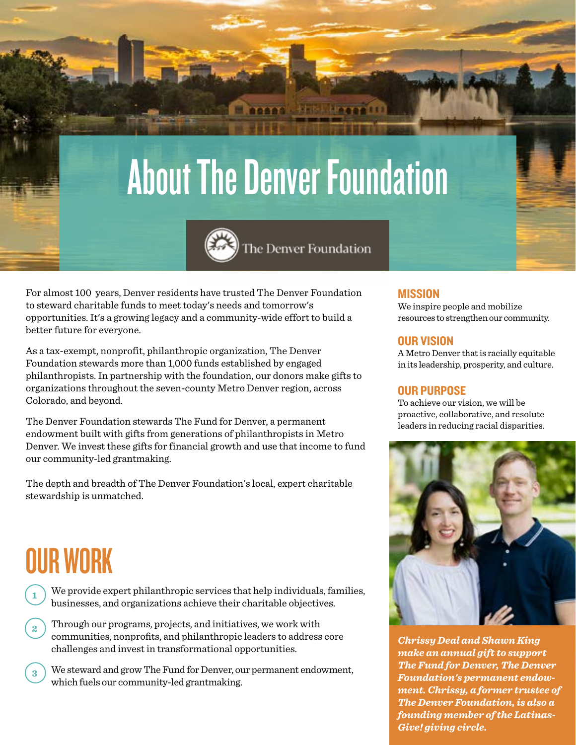# About The Denver Foundation

The Denver Foundation

For almost 100 years, Denver residents have trusted The Denver Foundation to steward charitable funds to meet today's needs and tomorrow's opportunities. It's a growing legacy and a community-wide effort to build a better future for everyone.

As a tax-exempt, nonprofit, philanthropic organization, The Denver Foundation stewards more than 1,000 funds established by engaged philanthropists. In partnership with the foundation, our donors make gifts to organizations throughout the seven-county Metro Denver region, across Colorado, and beyond.

The Denver Foundation stewards The Fund for Denver, a permanent endowment built with gifts from generations of philanthropists in Metro Denver. We invest these gifts for financial growth and use that income to fund our community-led grantmaking.

The depth and breadth of The Denver Foundation's local, expert charitable stewardship is unmatched.

## OUR WORK

1. We provide expert philanthropic services that help individuals, families, businesses, and organizations achieve their charitable objectives.
2. Through our programs, projects, and initiatives, we work with communities, nonprofits, and philanthropic leaders to address core challenges and invest in transformational opportunities.
3. We steward and grow The Fund for Denver, our permanent endowment, which fuels our community-led grantmaking.

### MISSION

We inspire people and mobilize resources to strengthen our community.

### OUR VISION

A Metro Denver that is racially equitable in its leadership, prosperity, and culture.

### OUR PURPOSE

To achieve our vision, we will be proactive, collaborative, and resolute leaders in reducing racial disparities.

***Chrissy Deal and Shawn King make an annual gift to support The Fund for Denver, The Denver Foundation's permanent endowment. Chrissy, a former trustee of The Denver Foundation, is also a founding member of the Latinas-Give! giving circle.***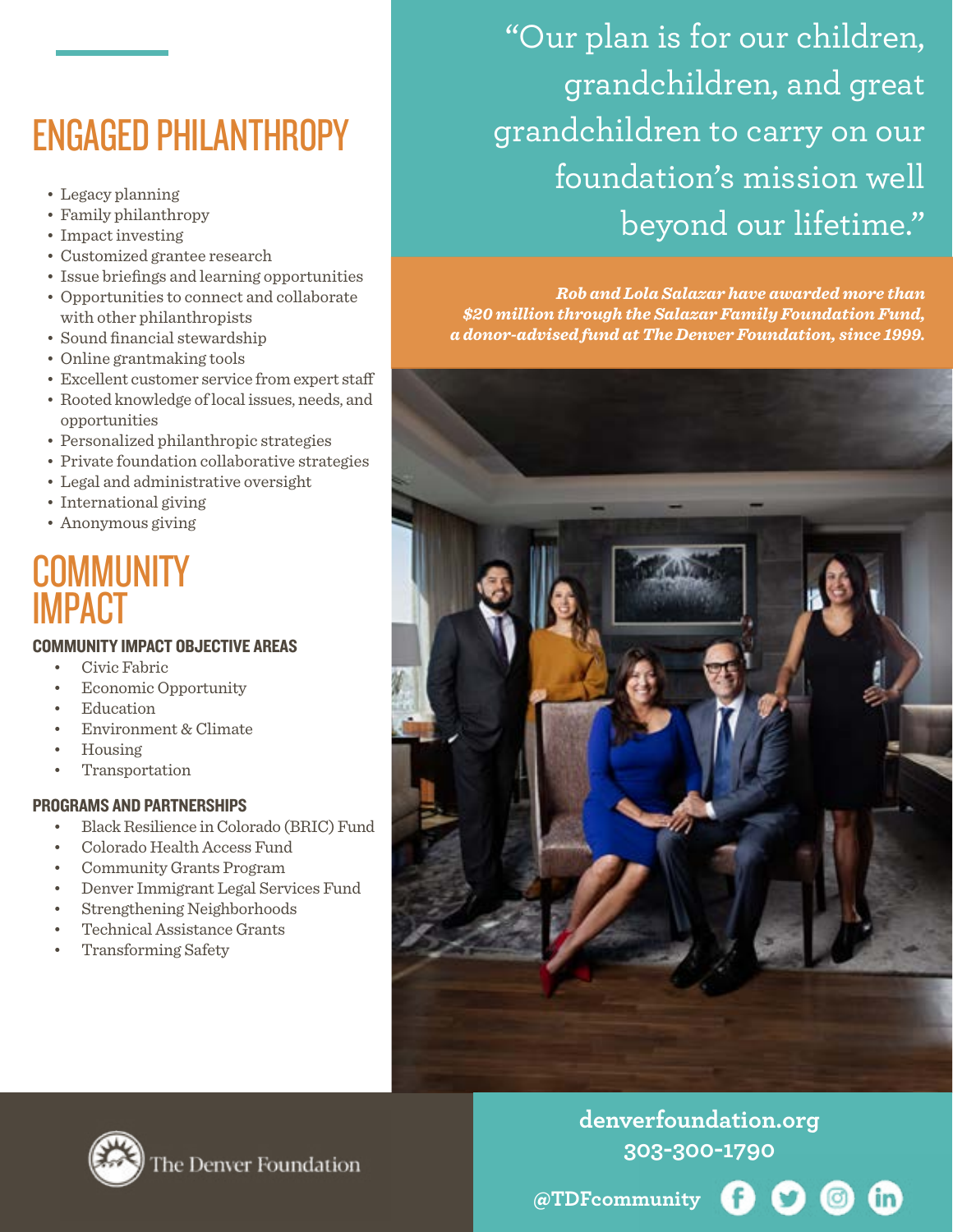## ENGAGED PHILANTHROPY

- Legacy planning
- Family philanthropy
- Impact investing
- Customized grantee research
- Issue briefings and learning opportunities
- Opportunities to connect and collaborate with other philanthropists
- Sound financial stewardship
- Online grantmaking tools
- Excellent customer service from expert staff
- Rooted knowledge of local issues, needs, and opportunities
- Personalized philanthropic strategies
- Private foundation collaborative strategies
- Legal and administrative oversight
- International giving
- Anonymous giving

## COMMUNITY IMPACT

### COMMUNITY IMPACT OBJECTIVE AREAS

- Civic Fabric
- Economic Opportunity
- Education
- Environment & Climate
- Housing
- Transportation

### PROGRAMS AND PARTNERSHIPS

- Black Resilience in Colorado (BRIC) Fund
- Colorado Health Access Fund
- Community Grants Program
- Denver Immigrant Legal Services Fund
- Strengthening Neighborhoods
- Technical Assistance Grants
- Transforming Safety

"Our plan is for our children, grandchildren, and great grandchildren to carry on our foundation's mission well beyond our lifetime."

***Rob and Lola Salazar have awarded more than $20 million through the Salazar Family Foundation Fund, a donor-advised fund at The Denver Foundation, since 1999.***

The Denver Foundation

**denverfoundation.org**
**303-300-1790**

**@TDFcommunity**